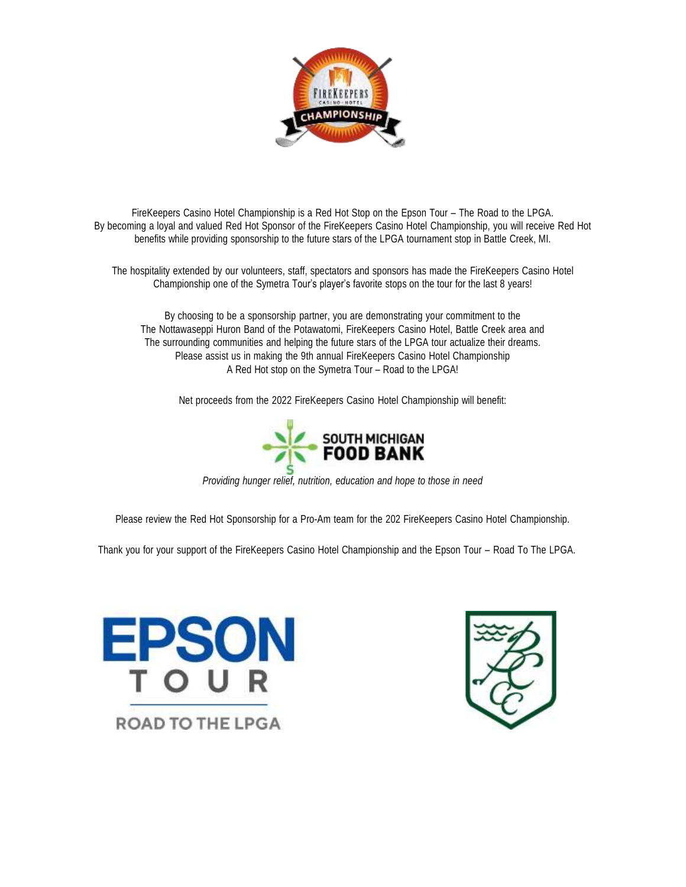FireKeepers Casino Hotel Championship is a Red Hot Stop on the Epson Tour – The Road to the LPGA. By becoming a loyal and valued Red Hot Sponsor of the FireKeepers Casino Hotel Championship, you will receive Red Hot benefits while providing sponsorship to the future stars of the LPGA tournament stop in Battle Creek, MI.

The hospitality extended by our volunteers, staff, spectators and sponsors has made the FireKeepers Casino Hotel Championship one of the Symetra Tour's player's favorite stops on the tour for the last 8 years!

By choosing to be a sponsorship partner, you are demonstrating your commitment to the The Nottawaseppi Huron Band of the Potawatomi, FireKeepers Casino Hotel, Battle Creek area and The surrounding communities and helping the future stars of the LPGA tour actualize their dreams. Please assist us in making the 9th annual FireKeepers Casino Hotel Championship A Red Hot stop on the Symetra Tour – Road to the LPGA!

Net proceeds from the 2022 FireKeepers Casino Hotel Championship will benefit:

SOUTH MICHIGAN FOOD BANK

*Providing hunger relief, nutrition, education and hope to those in need*

Please review the Red Hot Sponsorship for a Pro-Am team for the 202 FireKeepers Casino Hotel Championship.

Thank you for your support of the FireKeepers Casino Hotel Championship and the Epson Tour – Road To The LPGA.

EPSON TOUR

ROAD TO THE LPGA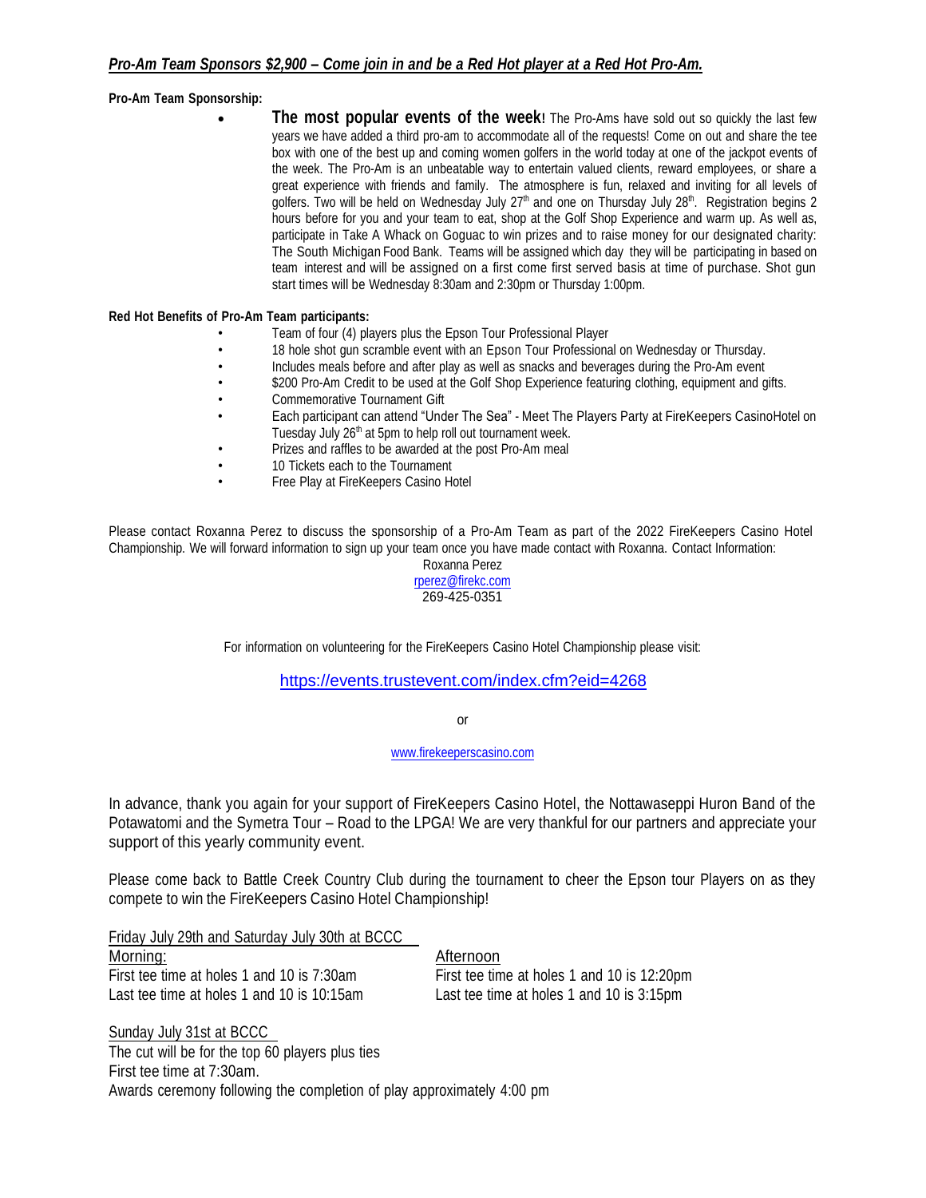***Pro-Am Team Sponsors $2,900 – Come join in and be a Red Hot player at a Red Hot Pro-Am.***

**Pro-Am Team Sponsorship:**

- **The most popular events of the week!** The Pro-Ams have sold out so quickly the last few years we have added a third pro-am to accommodate all of the requests! Come on out and share the tee box with one of the best up and coming women golfers in the world today at one of the jackpot events of the week. The Pro-Am is an unbeatable way to entertain valued clients, reward employees, or share a great experience with friends and family. The atmosphere is fun, relaxed and inviting for all levels of golfers. Two will be held on Wednesday July 27th and one on Thursday July 28th. Registration begins 2 hours before for you and your team to eat, shop at the Golf Shop Experience and warm up. As well as, participate in Take A Whack on Goguac to win prizes and to raise money for our designated charity: The South Michigan Food Bank. Teams will be assigned which day they will be participating in based on team interest and will be assigned on a first come first served basis at time of purchase. Shot gun start times will be Wednesday 8:30am and 2:30pm or Thursday 1:00pm.

**Red Hot Benefits of Pro-Am Team participants:**

- Team of four (4) players plus the Epson Tour Professional Player
- 18 hole shot gun scramble event with an Epson Tour Professional on Wednesday or Thursday.
- Includes meals before and after play as well as snacks and beverages during the Pro-Am event
- $200 Pro-Am Credit to be used at the Golf Shop Experience featuring clothing, equipment and gifts.
- Commemorative Tournament Gift
- Each participant can attend "Under The Sea" - Meet The Players Party at FireKeepers CasinoHotel on Tuesday July 26th at 5pm to help roll out tournament week.
- Prizes and raffles to be awarded at the post Pro-Am meal
- 10 Tickets each to the Tournament
- Free Play at FireKeepers Casino Hotel

Please contact Roxanna Perez to discuss the sponsorship of a Pro-Am Team as part of the 2022 FireKeepers Casino Hotel Championship. We will forward information to sign up your team once you have made contact with Roxanna. Contact Information:

Roxanna Perez
rperez@firekc.com
269-425-0351

For information on volunteering for the FireKeepers Casino Hotel Championship please visit:

https://events.trustevent.com/index.cfm?eid=4268

or

www.firekeeperscasino.com

In advance, thank you again for your support of FireKeepers Casino Hotel, the Nottawaseppi Huron Band of the Potawatomi and the Symetra Tour – Road to the LPGA! We are very thankful for our partners and appreciate your support of this yearly community event.

Please come back to Battle Creek Country Club during the tournament to cheer the Epson tour Players on as they compete to win the FireKeepers Casino Hotel Championship!

Friday July 29th and Saturday July 30th at BCCC

Morning:
First tee time at holes 1 and 10 is 7:30am
Last tee time at holes 1 and 10 is 10:15am

Afternoon
First tee time at holes 1 and 10 is 12:20pm
Last tee time at holes 1 and 10 is 3:15pm

Sunday July 31st at BCCC
The cut will be for the top 60 players plus ties
First tee time at 7:30am.
Awards ceremony following the completion of play approximately 4:00 pm